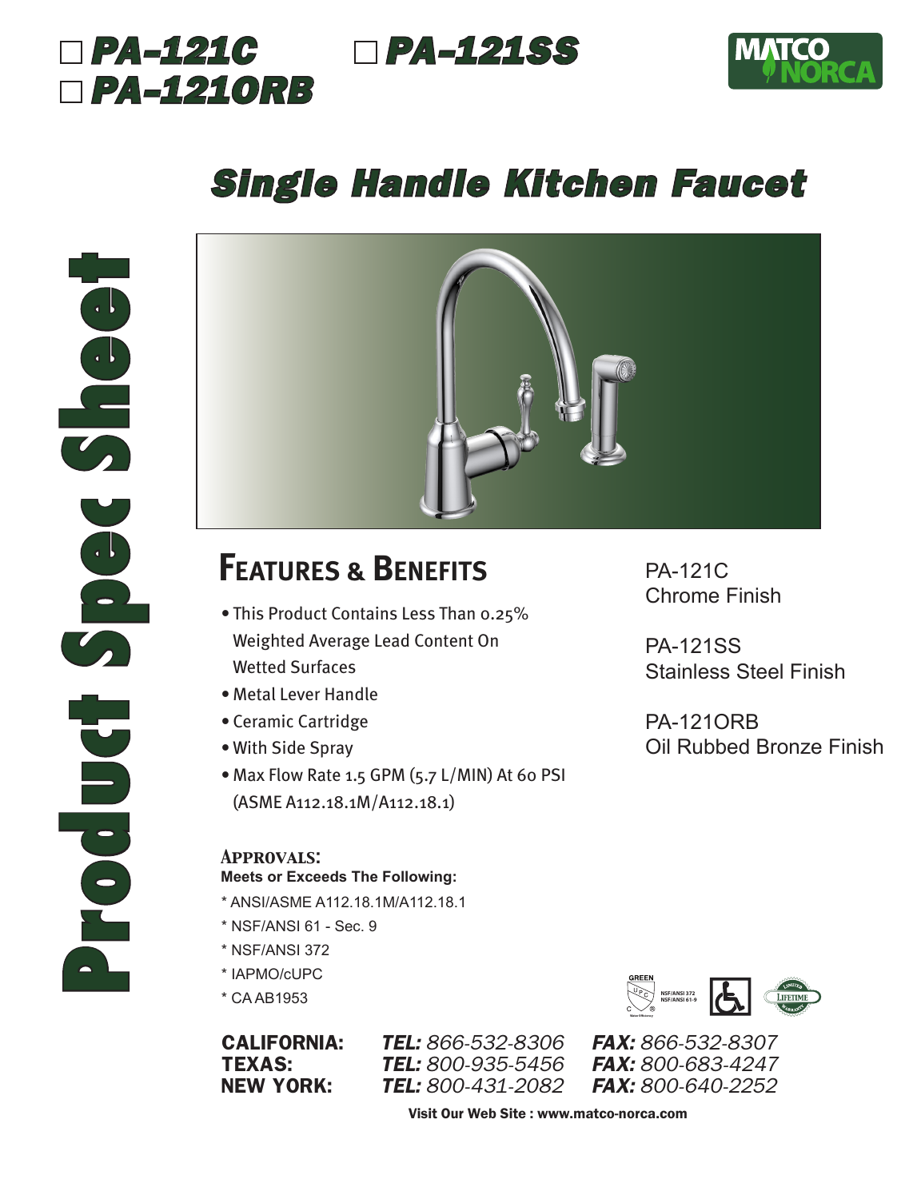☐ **PA-121C** ☐ **PA-121SS**
☐ **PA-121ORB**

MATCO NORCA

# Single Handle Kitchen Faucet

Product Spec Sheet

## Features & Benefits

- This Product Contains Less Than 0.25% Weighted Average Lead Content On Wetted Surfaces
- Metal Lever Handle
- Ceramic Cartridge
- With Side Spray
- Max Flow Rate 1.5 GPM (5.7 L/MIN) At 60 PSI (ASME A112.18.1M/A112.18.1)

PA-121C
Chrome Finish

PA-121SS
Stainless Steel Finish

PA-121ORB
Oil Rubbed Bronze Finish

### Approvals:

**Meets or Exceeds The Following:**

* ANSI/ASME A112.18.1M/A112.18.1
* NSF/ANSI 61 - Sec. 9
* NSF/ANSI 372
* IAPMO/cUPC
* CA AB1953

GREEN UPC NSF/ANSI 372 NSF/ANSI 61-9 — LIMITED LIFETIME WARRANTY

| | | |
|---|---|---|
| **CALIFORNIA:** | ***TEL:*** *866-532-8306* | ***FAX:*** *866-532-8307* |
| **TEXAS:** | ***TEL:*** *800-935-5456* | ***FAX:*** *800-683-4247* |
| **NEW YORK:** | ***TEL:*** *800-431-2082* | ***FAX:*** *800-640-2252* |

**Visit Our Web Site : www.matco-norca.com**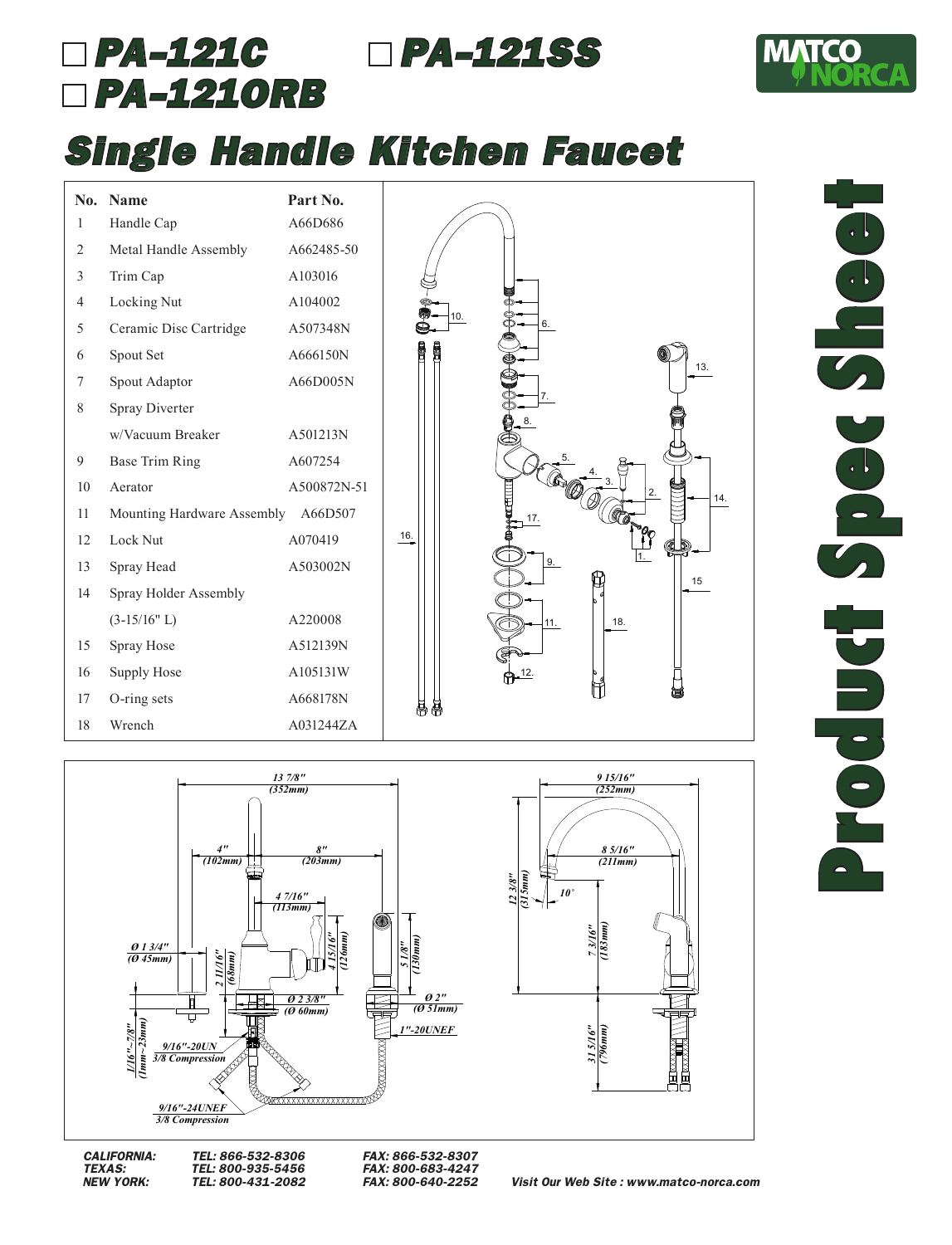# ☐ PA-121C ☐ PA-121SS ☐ PA-121ORB

MATCO NORCA

## Single Handle Kitchen Faucet

## Product Spec Sheet

| No. | Name | Part No. |
|---|---|---|
| 1 | Handle Cap | A66D686 |
| 2 | Metal Handle Assembly | A662485-50 |
| 3 | Trim Cap | A103016 |
| 4 | Locking Nut | A104002 |
| 5 | Ceramic Disc Cartridge | A507348N |
| 6 | Spout Set | A666150N |
| 7 | Spout Adaptor | A66D005N |
| 8 | Spray Diverter w/Vacuum Breaker | A501213N |
| 9 | Base Trim Ring | A607254 |
| 10 | Aerator | A500872N-51 |
| 11 | Mounting Hardware Assembly | A66D507 |
| 12 | Lock Nut | A070419 |
| 13 | Spray Head | A503002N |
| 14 | Spray Holder Assembly (3-15/16" L) | A220008 |
| 15 | Spray Hose | A512139N |
| 16 | Supply Hose | A105131W |
| 17 | O-ring sets | A668178N |
| 18 | Wrench | A031244ZA |

13 7/8" (352mm)
4" (102mm)
8" (203mm)
4 7/16" (113mm)
Ø 1 3/4" (Ø 45mm)
2 11/16" (68mm)
4 15/16" (126mm)
5 1/8" (130mm)
Ø 2 3/8" (Ø 60mm)
Ø 2" (Ø 51mm)
1"-20UNEF
1/16"~7/8" (1mm~23mm)
9/16"-20UN 3/8 Compression
9/16"-24UNEF 3/8 Compression

9 15/16" (252mm)
8 5/16" (211mm)
12 3/8" (315mm)
10°
7 3/16" (183mm)
31 5/16" (796mm)

| | | |
|---|---|---|
| CALIFORNIA: | TEL: 866-532-8306 | FAX: 866-532-8307 |
| TEXAS: | TEL: 800-935-5456 | FAX: 800-683-4247 |
| NEW YORK: | TEL: 800-431-2082 | FAX: 800-640-2252 |

Visit Our Web Site : www.matco-norca.com